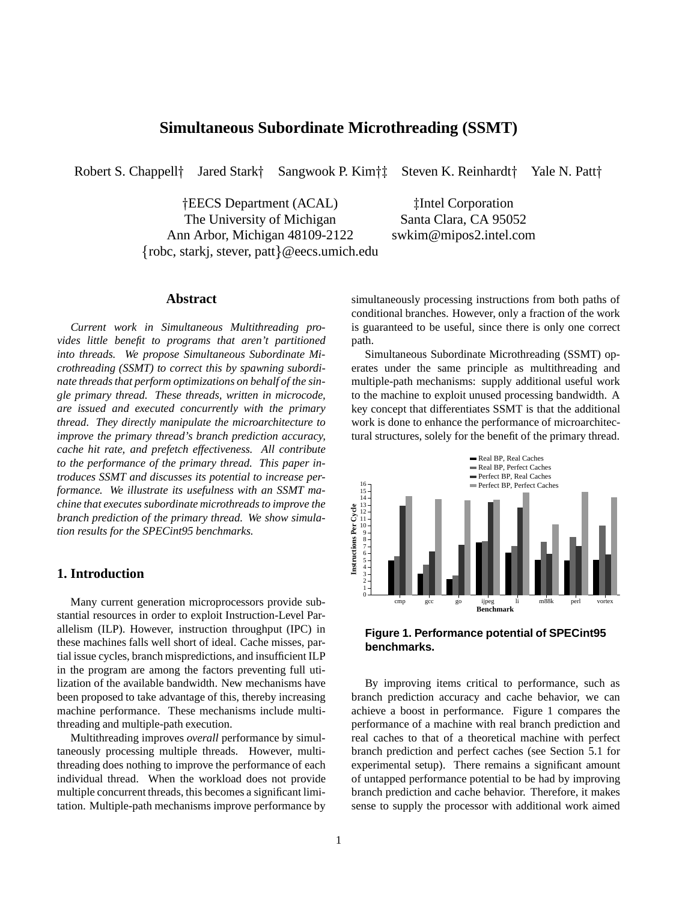# Simultaneous Subordinate Microthreading (SSMT)

Robert S. Chappell† Jared Stark† Sangwook P. Kim†‡ Steven K. Reinhardt† Yale N. Patt†

†EECS Department (ACAL)
The University of Michigan
Ann Arbor, Michigan 48109-2122
{robc, starkj, stever, patt}@eecs.umich.edu

‡Intel Corporation
Santa Clara, CA 95052
swkim@mipos2.intel.com

## Abstract

*Current work in Simultaneous Multithreading provides little benefit to programs that aren't partitioned into threads. We propose Simultaneous Subordinate Microthreading (SSMT) to correct this by spawning subordinate threads that perform optimizations on behalf of the single primary thread. These threads, written in microcode, are issued and executed concurrently with the primary thread. They directly manipulate the microarchitecture to improve the primary thread's branch prediction accuracy, cache hit rate, and prefetch effectiveness. All contribute to the performance of the primary thread. This paper introduces SSMT and discusses its potential to increase performance. We illustrate its usefulness with an SSMT machine that executes subordinate microthreads to improve the branch prediction of the primary thread. We show simulation results for the SPECint95 benchmarks.*

## 1. Introduction

Many current generation microprocessors provide substantial resources in order to exploit Instruction-Level Parallelism (ILP). However, instruction throughput (IPC) in these machines falls well short of ideal. Cache misses, partial issue cycles, branch mispredictions, and insufficient ILP in the program are among the factors preventing full utilization of the available bandwidth. New mechanisms have been proposed to take advantage of this, thereby increasing machine performance. These mechanisms include multithreading and multiple-path execution.

Multithreading improves *overall* performance by simultaneously processing multiple threads. However, multithreading does nothing to improve the performance of each individual thread. When the workload does not provide multiple concurrent threads, this becomes a significant limitation. Multiple-path mechanisms improve performance by simultaneously processing instructions from both paths of conditional branches. However, only a fraction of the work is guaranteed to be useful, since there is only one correct path.

Simultaneous Subordinate Microthreading (SSMT) operates under the same principle as multithreading and multiple-path mechanisms: supply additional useful work to the machine to exploit unused processing bandwidth. A key concept that differentiates SSMT is that the additional work is done to enhance the performance of microarchitectural structures, solely for the benefit of the primary thread.

Real BP, Real Caches
Real BP, Perfect Caches
Perfect BP, Real Caches
Perfect BP, Perfect Caches

Instructions Per Cycle

0 1 2 3 4 5 6 7 8 9 10 11 12 13 14 15 16

cmp gcc go ijpeg li m88k perl vortex

Benchmark

**Figure 1. Performance potential of SPECint95 benchmarks.**

By improving items critical to performance, such as branch prediction accuracy and cache behavior, we can achieve a boost in performance. Figure 1 compares the performance of a machine with real branch prediction and real caches to that of a theoretical machine with perfect branch prediction and perfect caches (see Section 5.1 for experimental setup). There remains a significant amount of untapped performance potential to be had by improving branch prediction and cache behavior. Therefore, it makes sense to supply the processor with additional work aimed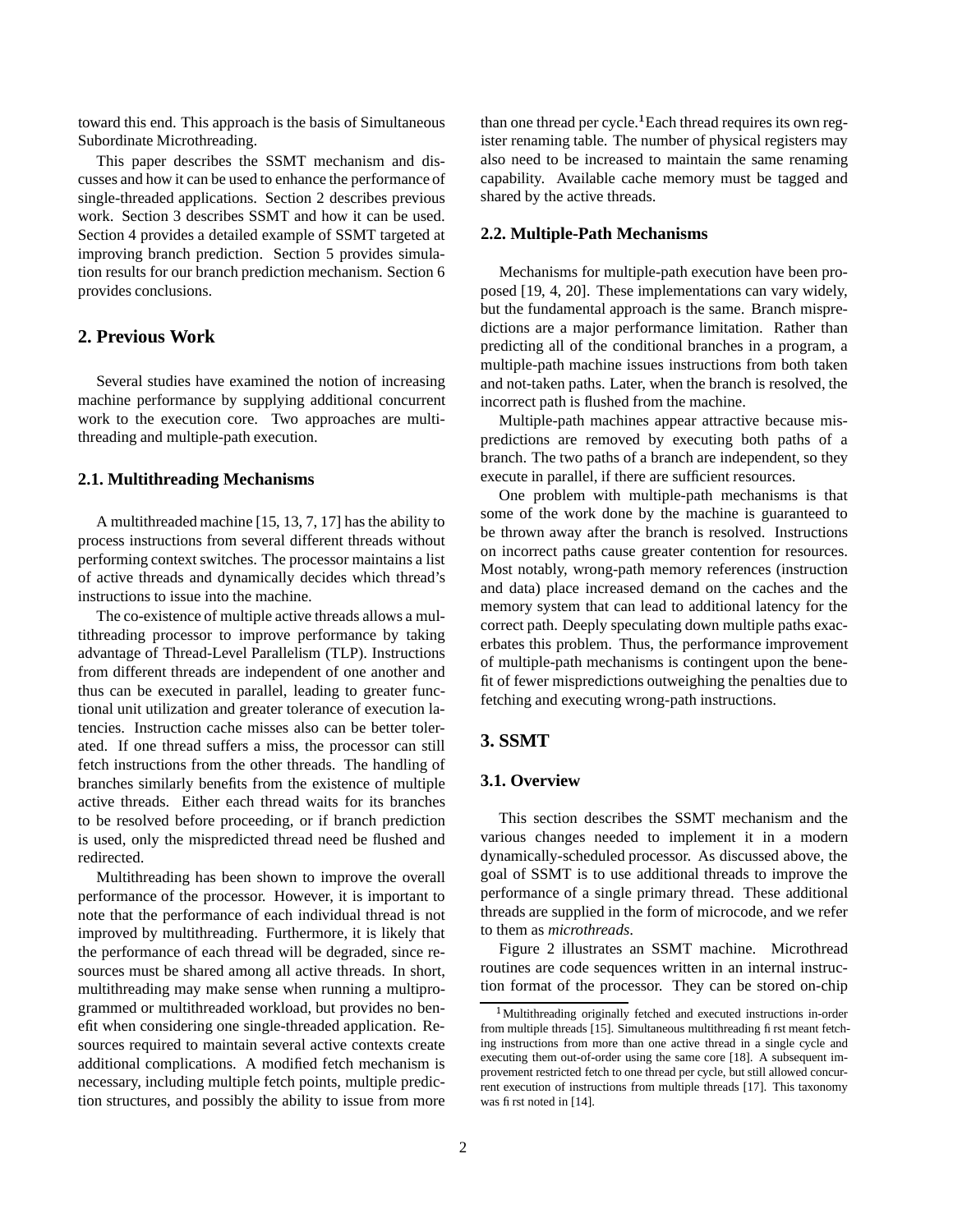toward this end. This approach is the basis of Simultaneous Subordinate Microthreading.

This paper describes the SSMT mechanism and discusses and how it can be used to enhance the performance of single-threaded applications. Section 2 describes previous work. Section 3 describes SSMT and how it can be used. Section 4 provides a detailed example of SSMT targeted at improving branch prediction. Section 5 provides simulation results for our branch prediction mechanism. Section 6 provides conclusions.

## 2. Previous Work

Several studies have examined the notion of increasing machine performance by supplying additional concurrent work to the execution core. Two approaches are multithreading and multiple-path execution.

### 2.1. Multithreading Mechanisms

A multithreaded machine [15, 13, 7, 17] has the ability to process instructions from several different threads without performing context switches. The processor maintains a list of active threads and dynamically decides which thread's instructions to issue into the machine.

The co-existence of multiple active threads allows a multithreading processor to improve performance by taking advantage of Thread-Level Parallelism (TLP). Instructions from different threads are independent of one another and thus can be executed in parallel, leading to greater functional unit utilization and greater tolerance of execution latencies. Instruction cache misses also can be better tolerated. If one thread suffers a miss, the processor can still fetch instructions from the other threads. The handling of branches similarly benefits from the existence of multiple active threads. Either each thread waits for its branches to be resolved before proceeding, or if branch prediction is used, only the mispredicted thread need be flushed and redirected.

Multithreading has been shown to improve the overall performance of the processor. However, it is important to note that the performance of each individual thread is not improved by multithreading. Furthermore, it is likely that the performance of each thread will be degraded, since resources must be shared among all active threads. In short, multithreading may make sense when running a multiprogrammed or multithreaded workload, but provides no benefit when considering one single-threaded application. Resources required to maintain several active contexts create additional complications. A modified fetch mechanism is necessary, including multiple fetch points, multiple prediction structures, and possibly the ability to issue from more than one thread per cycle.[1] Each thread requires its own register renaming table. The number of physical registers may also need to be increased to maintain the same renaming capability. Available cache memory must be tagged and shared by the active threads.

### 2.2. Multiple-Path Mechanisms

Mechanisms for multiple-path execution have been proposed [19, 4, 20]. These implementations can vary widely, but the fundamental approach is the same. Branch mispredictions are a major performance limitation. Rather than predicting all of the conditional branches in a program, a multiple-path machine issues instructions from both taken and not-taken paths. Later, when the branch is resolved, the incorrect path is flushed from the machine.

Multiple-path machines appear attractive because mispredictions are removed by executing both paths of a branch. The two paths of a branch are independent, so they execute in parallel, if there are sufficient resources.

One problem with multiple-path mechanisms is that some of the work done by the machine is guaranteed to be thrown away after the branch is resolved. Instructions on incorrect paths cause greater contention for resources. Most notably, wrong-path memory references (instruction and data) place increased demand on the caches and the memory system that can lead to additional latency for the correct path. Deeply speculating down multiple paths exacerbates this problem. Thus, the performance improvement of multiple-path mechanisms is contingent upon the benefit of fewer mispredictions outweighing the penalties due to fetching and executing wrong-path instructions.

## 3. SSMT

### 3.1. Overview

This section describes the SSMT mechanism and the various changes needed to implement it in a modern dynamically-scheduled processor. As discussed above, the goal of SSMT is to use additional threads to improve the performance of a single primary thread. These additional threads are supplied in the form of microcode, and we refer to them as *microthreads*.

Figure 2 illustrates an SSMT machine. Microthread routines are code sequences written in an internal instruction format of the processor. They can be stored on-chip

[1] Multithreading originally fetched and executed instructions in-order from multiple threads [15]. Simultaneous multithreading first meant fetching instructions from more than one active thread in a single cycle and executing them out-of-order using the same core [18]. A subsequent improvement restricted fetch to one thread per cycle, but still allowed concurrent execution of instructions from multiple threads [17]. This taxonomy was first noted in [14].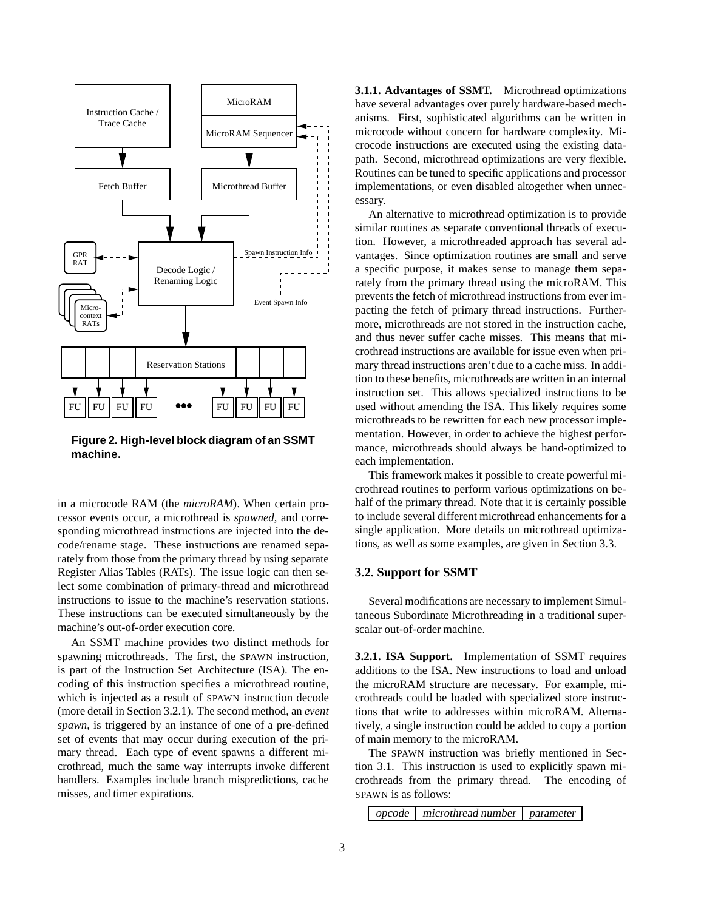**Figure 2. High-level block diagram of an SSMT machine.**

in a microcode RAM (the *microRAM*). When certain processor events occur, a microthread is *spawned*, and corresponding microthread instructions are injected into the decode/rename stage. These instructions are renamed separately from those from the primary thread by using separate Register Alias Tables (RATs). The issue logic can then select some combination of primary-thread and microthread instructions to issue to the machine's reservation stations. These instructions can be executed simultaneously by the machine's out-of-order execution core.

An SSMT machine provides two distinct methods for spawning microthreads. The first, the SPAWN instruction, is part of the Instruction Set Architecture (ISA). The encoding of this instruction specifies a microthread routine, which is injected as a result of SPAWN instruction decode (more detail in Section 3.2.1). The second method, an *event spawn*, is triggered by an instance of one of a pre-defined set of events that may occur during execution of the primary thread. Each type of event spawns a different microthread, much the same way interrupts invoke different handlers. Examples include branch mispredictions, cache misses, and timer expirations.

**3.1.1. Advantages of SSMT.** Microthread optimizations have several advantages over purely hardware-based mechanisms. First, sophisticated algorithms can be written in microcode without concern for hardware complexity. Microcode instructions are executed using the existing datapath. Second, microthread optimizations are very flexible. Routines can be tuned to specific applications and processor implementations, or even disabled altogether when unnecessary.

An alternative to microthread optimization is to provide similar routines as separate conventional threads of execution. However, a microthreaded approach has several advantages. Since optimization routines are small and serve a specific purpose, it makes sense to manage them separately from the primary thread using the microRAM. This prevents the fetch of microthread instructions from ever impacting the fetch of primary thread instructions. Furthermore, microthreads are not stored in the instruction cache, and thus never suffer cache misses. This means that microthread instructions are available for issue even when primary thread instructions aren't due to a cache miss. In addition to these benefits, microthreads are written in an internal instruction set. This allows specialized instructions to be used without amending the ISA. This likely requires some microthreads to be rewritten for each new processor implementation. However, in order to achieve the highest performance, microthreads should always be hand-optimized to each implementation.

This framework makes it possible to create powerful microthread routines to perform various optimizations on behalf of the primary thread. Note that it is certainly possible to include several different microthread enhancements for a single application. More details on microthread optimizations, as well as some examples, are given in Section 3.3.

## 3.2. Support for SSMT

Several modifications are necessary to implement Simultaneous Subordinate Microthreading in a traditional superscalar out-of-order machine.

**3.2.1. ISA Support.** Implementation of SSMT requires additions to the ISA. New instructions to load and unload the microRAM structure are necessary. For example, microthreads could be loaded with specialized store instructions that write to addresses within microRAM. Alternatively, a single instruction could be added to copy a portion of main memory to the microRAM.

The SPAWN instruction was briefly mentioned in Section 3.1. This instruction is used to explicitly spawn microthreads from the primary thread. The encoding of SPAWN is as follows:

| *opcode* | *microthread number* | *parameter* |
|---|---|---|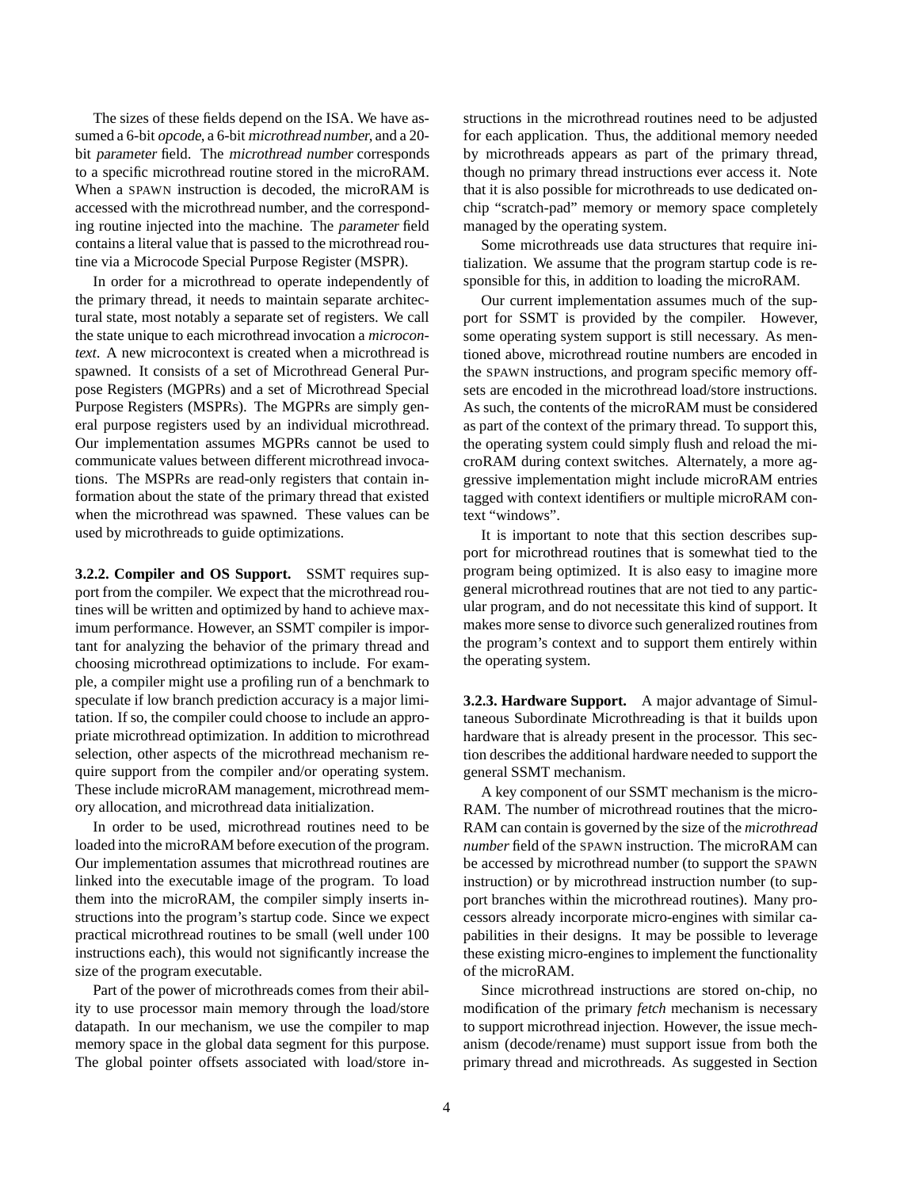The sizes of these fields depend on the ISA. We have assumed a 6-bit *opcode*, a 6-bit *microthread number*, and a 20-bit *parameter* field. The *microthread number* corresponds to a specific microthread routine stored in the microRAM. When a SPAWN instruction is decoded, the microRAM is accessed with the microthread number, and the corresponding routine injected into the machine. The *parameter* field contains a literal value that is passed to the microthread routine via a Microcode Special Purpose Register (MSPR).

In order for a microthread to operate independently of the primary thread, it needs to maintain separate architectural state, most notably a separate set of registers. We call the state unique to each microthread invocation a *microcontext*. A new microcontext is created when a microthread is spawned. It consists of a set of Microthread General Purpose Registers (MGPRs) and a set of Microthread Special Purpose Registers (MSPRs). The MGPRs are simply general purpose registers used by an individual microthread. Our implementation assumes MGPRs cannot be used to communicate values between different microthread invocations. The MSPRs are read-only registers that contain information about the state of the primary thread that existed when the microthread was spawned. These values can be used by microthreads to guide optimizations.

**3.2.2. Compiler and OS Support.** SSMT requires support from the compiler. We expect that the microthread routines will be written and optimized by hand to achieve maximum performance. However, an SSMT compiler is important for analyzing the behavior of the primary thread and choosing microthread optimizations to include. For example, a compiler might use a profiling run of a benchmark to speculate if low branch prediction accuracy is a major limitation. If so, the compiler could choose to include an appropriate microthread optimization. In addition to microthread selection, other aspects of the microthread mechanism require support from the compiler and/or operating system. These include microRAM management, microthread memory allocation, and microthread data initialization.

In order to be used, microthread routines need to be loaded into the microRAM before execution of the program. Our implementation assumes that microthread routines are linked into the executable image of the program. To load them into the microRAM, the compiler simply inserts instructions into the program's startup code. Since we expect practical microthread routines to be small (well under 100 instructions each), this would not significantly increase the size of the program executable.

Part of the power of microthreads comes from their ability to use processor main memory through the load/store datapath. In our mechanism, we use the compiler to map memory space in the global data segment for this purpose. The global pointer offsets associated with load/store instructions in the microthread routines need to be adjusted for each application. Thus, the additional memory needed by microthreads appears as part of the primary thread, though no primary thread instructions ever access it. Note that it is also possible for microthreads to use dedicated on-chip "scratch-pad" memory or memory space completely managed by the operating system.

Some microthreads use data structures that require initialization. We assume that the program startup code is responsible for this, in addition to loading the microRAM.

Our current implementation assumes much of the support for SSMT is provided by the compiler. However, some operating system support is still necessary. As mentioned above, microthread routine numbers are encoded in the SPAWN instructions, and program specific memory offsets are encoded in the microthread load/store instructions. As such, the contents of the microRAM must be considered as part of the context of the primary thread. To support this, the operating system could simply flush and reload the microRAM during context switches. Alternately, a more aggressive implementation might include microRAM entries tagged with context identifiers or multiple microRAM context "windows".

It is important to note that this section describes support for microthread routines that is somewhat tied to the program being optimized. It is also easy to imagine more general microthread routines that are not tied to any particular program, and do not necessitate this kind of support. It makes more sense to divorce such generalized routines from the program's context and to support them entirely within the operating system.

**3.2.3. Hardware Support.** A major advantage of Simultaneous Subordinate Microthreading is that it builds upon hardware that is already present in the processor. This section describes the additional hardware needed to support the general SSMT mechanism.

A key component of our SSMT mechanism is the microRAM. The number of microthread routines that the microRAM can contain is governed by the size of the *microthread number* field of the SPAWN instruction. The microRAM can be accessed by microthread number (to support the SPAWN instruction) or by microthread instruction number (to support branches within the microthread routines). Many processors already incorporate micro-engines with similar capabilities in their designs. It may be possible to leverage these existing micro-engines to implement the functionality of the microRAM.

Since microthread instructions are stored on-chip, no modification of the primary *fetch* mechanism is necessary to support microthread injection. However, the issue mechanism (decode/rename) must support issue from both the primary thread and microthreads. As suggested in Section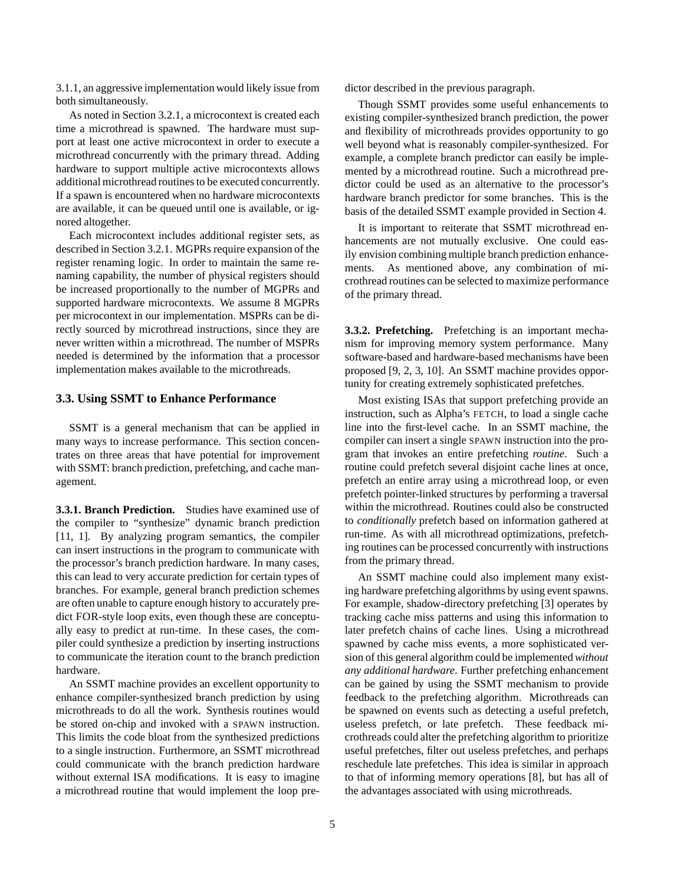3.1.1, an aggressive implementation would likely issue from both simultaneously.

As noted in Section 3.2.1, a microcontext is created each time a microthread is spawned. The hardware must support at least one active microcontext in order to execute a microthread concurrently with the primary thread. Adding hardware to support multiple active microcontexts allows additional microthread routines to be executed concurrently. If a spawn is encountered when no hardware microcontexts are available, it can be queued until one is available, or ignored altogether.

Each microcontext includes additional register sets, as described in Section 3.2.1. MGPRs require expansion of the register renaming logic. In order to maintain the same renaming capability, the number of physical registers should be increased proportionally to the number of MGPRs and supported hardware microcontexts. We assume 8 MGPRs per microcontext in our implementation. MSPRs can be directly sourced by microthread instructions, since they are never written within a microthread. The number of MSPRs needed is determined by the information that a processor implementation makes available to the microthreads.

### 3.3. Using SSMT to Enhance Performance

SSMT is a general mechanism that can be applied in many ways to increase performance. This section concentrates on three areas that have potential for improvement with SSMT: branch prediction, prefetching, and cache management.

**3.3.1. Branch Prediction.** Studies have examined use of the compiler to "synthesize" dynamic branch prediction [11, 1]. By analyzing program semantics, the compiler can insert instructions in the program to communicate with the processor's branch prediction hardware. In many cases, this can lead to very accurate prediction for certain types of branches. For example, general branch prediction schemes are often unable to capture enough history to accurately predict FOR-style loop exits, even though these are conceptually easy to predict at run-time. In these cases, the compiler could synthesize a prediction by inserting instructions to communicate the iteration count to the branch prediction hardware.

An SSMT machine provides an excellent opportunity to enhance compiler-synthesized branch prediction by using microthreads to do all the work. Synthesis routines would be stored on-chip and invoked with a SPAWN instruction. This limits the code bloat from the synthesized predictions to a single instruction. Furthermore, an SSMT microthread could communicate with the branch prediction hardware without external ISA modifications. It is easy to imagine a microthread routine that would implement the loop predictor described in the previous paragraph.

Though SSMT provides some useful enhancements to existing compiler-synthesized branch prediction, the power and flexibility of microthreads provides opportunity to go well beyond what is reasonably compiler-synthesized. For example, a complete branch predictor can easily be implemented by a microthread routine. Such a microthread predictor could be used as an alternative to the processor's hardware branch predictor for some branches. This is the basis of the detailed SSMT example provided in Section 4.

It is important to reiterate that SSMT microthread enhancements are not mutually exclusive. One could easily envision combining multiple branch prediction enhancements. As mentioned above, any combination of microthread routines can be selected to maximize performance of the primary thread.

**3.3.2. Prefetching.** Prefetching is an important mechanism for improving memory system performance. Many software-based and hardware-based mechanisms have been proposed [9, 2, 3, 10]. An SSMT machine provides opportunity for creating extremely sophisticated prefetches.

Most existing ISAs that support prefetching provide an instruction, such as Alpha's FETCH, to load a single cache line into the first-level cache. In an SSMT machine, the compiler can insert a single SPAWN instruction into the program that invokes an entire prefetching *routine*. Such a routine could prefetch several disjoint cache lines at once, prefetch an entire array using a microthread loop, or even prefetch pointer-linked structures by performing a traversal within the microthread. Routines could also be constructed to *conditionally* prefetch based on information gathered at run-time. As with all microthread optimizations, prefetching routines can be processed concurrently with instructions from the primary thread.

An SSMT machine could also implement many existing hardware prefetching algorithms by using event spawns. For example, shadow-directory prefetching [3] operates by tracking cache miss patterns and using this information to later prefetch chains of cache lines. Using a microthread spawned by cache miss events, a more sophisticated version of this general algorithm could be implemented *without any additional hardware*. Further prefetching enhancement can be gained by using the SSMT mechanism to provide feedback to the prefetching algorithm. Microthreads can be spawned on events such as detecting a useful prefetch, useless prefetch, or late prefetch. These feedback microthreads could alter the prefetching algorithm to prioritize useful prefetches, filter out useless prefetches, and perhaps reschedule late prefetches. This idea is similar in approach to that of informing memory operations [8], but has all of the advantages associated with using microthreads.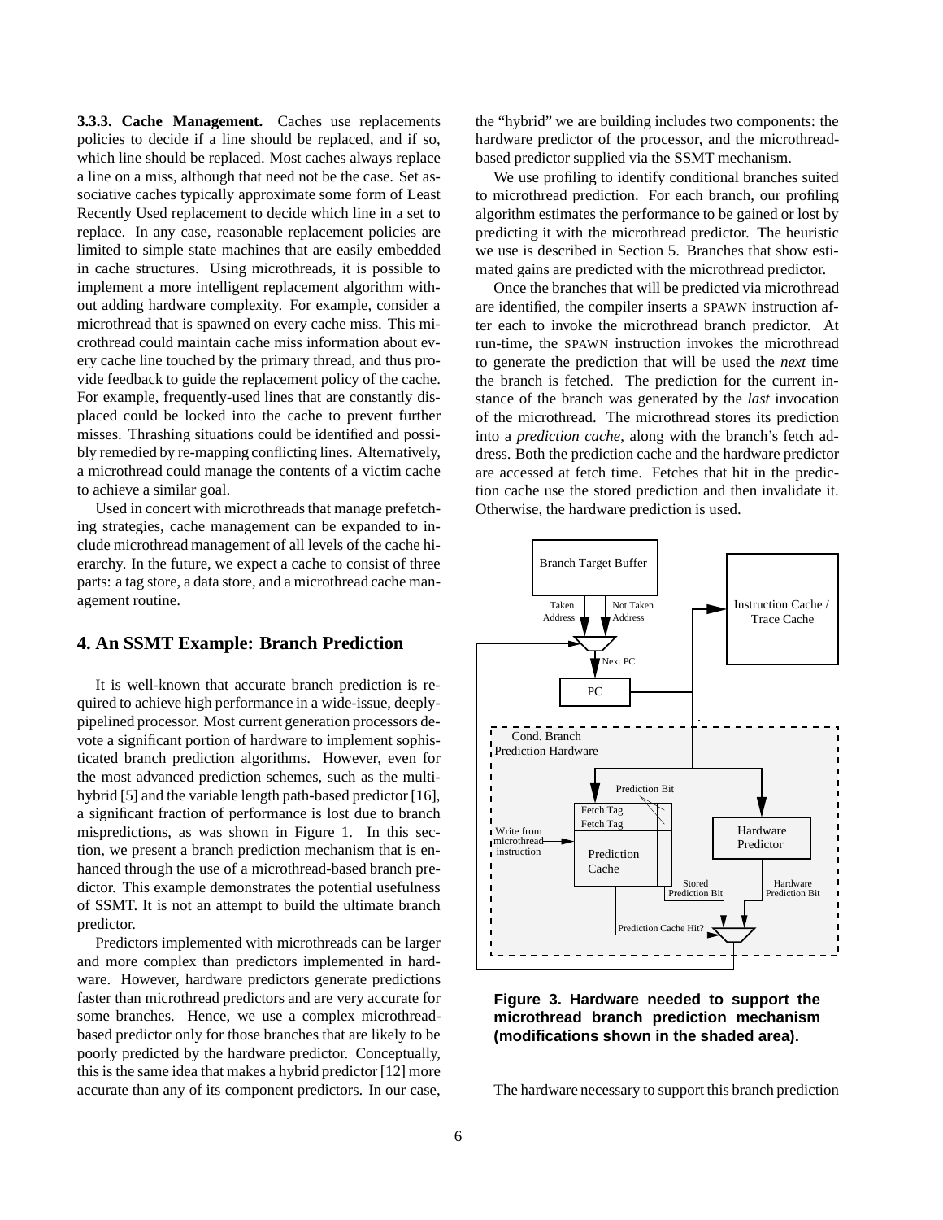**3.3.3. Cache Management.** Caches use replacements policies to decide if a line should be replaced, and if so, which line should be replaced. Most caches always replace a line on a miss, although that need not be the case. Set associative caches typically approximate some form of Least Recently Used replacement to decide which line in a set to replace. In any case, reasonable replacement policies are limited to simple state machines that are easily embedded in cache structures. Using microthreads, it is possible to implement a more intelligent replacement algorithm without adding hardware complexity. For example, consider a microthread that is spawned on every cache miss. This microthread could maintain cache miss information about every cache line touched by the primary thread, and thus provide feedback to guide the replacement policy of the cache. For example, frequently-used lines that are constantly displaced could be locked into the cache to prevent further misses. Thrashing situations could be identified and possibly remedied by re-mapping conflicting lines. Alternatively, a microthread could manage the contents of a victim cache to achieve a similar goal.

Used in concert with microthreads that manage prefetching strategies, cache management can be expanded to include microthread management of all levels of the cache hierarchy. In the future, we expect a cache to consist of three parts: a tag store, a data store, and a microthread cache management routine.

## 4. An SSMT Example: Branch Prediction

It is well-known that accurate branch prediction is required to achieve high performance in a wide-issue, deeply-pipelined processor. Most current generation processors devote a significant portion of hardware to implement sophisticated branch prediction algorithms. However, even for the most advanced prediction schemes, such as the multi-hybrid [5] and the variable length path-based predictor [16], a significant fraction of performance is lost due to branch mispredictions, as was shown in Figure 1. In this section, we present a branch prediction mechanism that is enhanced through the use of a microthread-based branch predictor. This example demonstrates the potential usefulness of SSMT. It is not an attempt to build the ultimate branch predictor.

Predictors implemented with microthreads can be larger and more complex than predictors implemented in hardware. However, hardware predictors generate predictions faster than microthread predictors and are very accurate for some branches. Hence, we use a complex microthread-based predictor only for those branches that are likely to be poorly predicted by the hardware predictor. Conceptually, this is the same idea that makes a hybrid predictor [12] more accurate than any of its component predictors. In our case, the "hybrid" we are building includes two components: the hardware predictor of the processor, and the microthread-based predictor supplied via the SSMT mechanism.

We use profiling to identify conditional branches suited to microthread prediction. For each branch, our profiling algorithm estimates the performance to be gained or lost by predicting it with the microthread predictor. The heuristic we use is described in Section 5. Branches that show estimated gains are predicted with the microthread predictor.

Once the branches that will be predicted via microthread are identified, the compiler inserts a SPAWN instruction after each to invoke the microthread branch predictor. At run-time, the SPAWN instruction invokes the microthread to generate the prediction that will be used the *next* time the branch is fetched. The prediction for the current instance of the branch was generated by the *last* invocation of the microthread. The microthread stores its prediction into a *prediction cache*, along with the branch's fetch address. Both the prediction cache and the hardware predictor are accessed at fetch time. Fetches that hit in the prediction cache use the stored prediction and then invalidate it. Otherwise, the hardware prediction is used.

Branch Target Buffer
Taken Address
Not Taken Address
Next PC
PC
Instruction Cache / Trace Cache
Cond. Branch Prediction Hardware
Prediction Bit
Fetch Tag
Fetch Tag
Write from microthread instruction
Prediction Cache
Hardware Predictor
Stored Prediction Bit
Hardware Prediction Bit
Prediction Cache Hit?

**Figure 3. Hardware needed to support the microthread branch prediction mechanism (modifications shown in the shaded area).**

The hardware necessary to support this branch prediction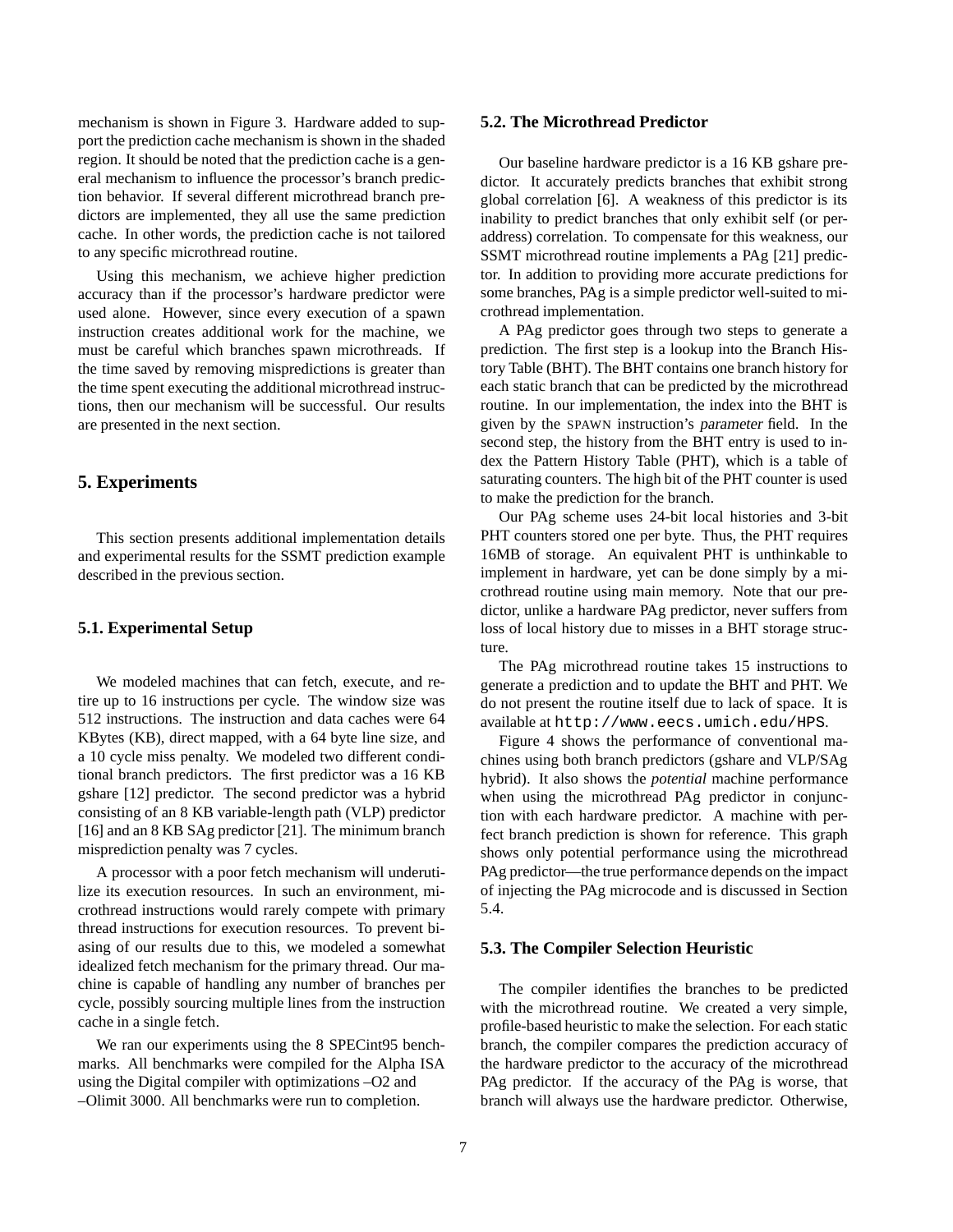mechanism is shown in Figure 3. Hardware added to support the prediction cache mechanism is shown in the shaded region. It should be noted that the prediction cache is a general mechanism to influence the processor's branch prediction behavior. If several different microthread branch predictors are implemented, they all use the same prediction cache. In other words, the prediction cache is not tailored to any specific microthread routine.

Using this mechanism, we achieve higher prediction accuracy than if the processor's hardware predictor were used alone. However, since every execution of a spawn instruction creates additional work for the machine, we must be careful which branches spawn microthreads. If the time saved by removing mispredictions is greater than the time spent executing the additional microthread instructions, then our mechanism will be successful. Our results are presented in the next section.

## 5. Experiments

This section presents additional implementation details and experimental results for the SSMT prediction example described in the previous section.

### 5.1. Experimental Setup

We modeled machines that can fetch, execute, and retire up to 16 instructions per cycle. The window size was 512 instructions. The instruction and data caches were 64 KBytes (KB), direct mapped, with a 64 byte line size, and a 10 cycle miss penalty. We modeled two different conditional branch predictors. The first predictor was a 16 KB gshare [12] predictor. The second predictor was a hybrid consisting of an 8 KB variable-length path (VLP) predictor [16] and an 8 KB SAg predictor [21]. The minimum branch misprediction penalty was 7 cycles.

A processor with a poor fetch mechanism will underutilize its execution resources. In such an environment, microthread instructions would rarely compete with primary thread instructions for execution resources. To prevent biasing of our results due to this, we modeled a somewhat idealized fetch mechanism for the primary thread. Our machine is capable of handling any number of branches per cycle, possibly sourcing multiple lines from the instruction cache in a single fetch.

We ran our experiments using the 8 SPECint95 benchmarks. All benchmarks were compiled for the Alpha ISA using the Digital compiler with optimizations –O2 and –Olimit 3000. All benchmarks were run to completion.

### 5.2. The Microthread Predictor

Our baseline hardware predictor is a 16 KB gshare predictor. It accurately predicts branches that exhibit strong global correlation [6]. A weakness of this predictor is its inability to predict branches that only exhibit self (or per-address) correlation. To compensate for this weakness, our SSMT microthread routine implements a PAg [21] predictor. In addition to providing more accurate predictions for some branches, PAg is a simple predictor well-suited to microthread implementation.

A PAg predictor goes through two steps to generate a prediction. The first step is a lookup into the Branch History Table (BHT). The BHT contains one branch history for each static branch that can be predicted by the microthread routine. In our implementation, the index into the BHT is given by the SPAWN instruction's *parameter* field. In the second step, the history from the BHT entry is used to index the Pattern History Table (PHT), which is a table of saturating counters. The high bit of the PHT counter is used to make the prediction for the branch.

Our PAg scheme uses 24-bit local histories and 3-bit PHT counters stored one per byte. Thus, the PHT requires 16MB of storage. An equivalent PHT is unthinkable to implement in hardware, yet can be done simply by a microthread routine using main memory. Note that our predictor, unlike a hardware PAg predictor, never suffers from loss of local history due to misses in a BHT storage structure.

The PAg microthread routine takes 15 instructions to generate a prediction and to update the BHT and PHT. We do not present the routine itself due to lack of space. It is available at `http://www.eecs.umich.edu/HPS`.

Figure 4 shows the performance of conventional machines using both branch predictors (gshare and VLP/SAg hybrid). It also shows the *potential* machine performance when using the microthread PAg predictor in conjunction with each hardware predictor. A machine with perfect branch prediction is shown for reference. This graph shows only potential performance using the microthread PAg predictor—the true performance depends on the impact of injecting the PAg microcode and is discussed in Section 5.4.

### 5.3. The Compiler Selection Heuristic

The compiler identifies the branches to be predicted with the microthread routine. We created a very simple, profile-based heuristic to make the selection. For each static branch, the compiler compares the prediction accuracy of the hardware predictor to the accuracy of the microthread PAg predictor. If the accuracy of the PAg is worse, that branch will always use the hardware predictor. Otherwise,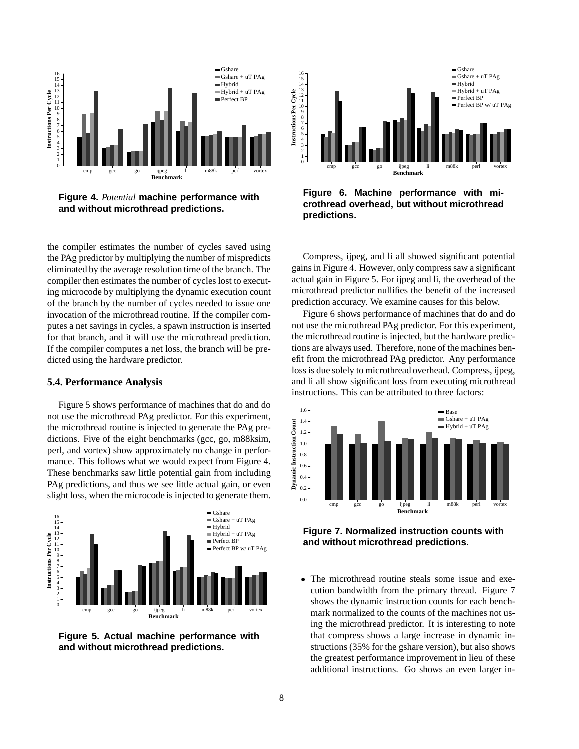**Figure 4.** *Potential* **machine performance with and without microthread predictions.**

**Figure 6. Machine performance with microthread overhead, but without microthread predictions.**

the compiler estimates the number of cycles saved using the PAg predictor by multiplying the number of mispredicts eliminated by the average resolution time of the branch. The compiler then estimates the number of cycles lost to executing microcode by multiplying the dynamic execution count of the branch by the number of cycles needed to issue one invocation of the microthread routine. If the compiler computes a net savings in cycles, a spawn instruction is inserted for that branch, and it will use the microthread prediction. If the compiler computes a net loss, the branch will be predicted using the hardware predictor.

### 5.4. Performance Analysis

Figure 5 shows performance of machines that do and do not use the microthread PAg predictor. For this experiment, the microthread routine is injected to generate the PAg predictions. Five of the eight benchmarks (gcc, go, m88ksim, perl, and vortex) show approximately no change in performance. This follows what we would expect from Figure 4. These benchmarks saw little potential gain from including PAg predictions, and thus we see little actual gain, or even slight loss, when the microcode is injected to generate them.

**Figure 5. Actual machine performance with and without microthread predictions.**

Compress, ijpeg, and li all showed significant potential gains in Figure 4. However, only compress saw a significant actual gain in Figure 5. For ijpeg and li, the overhead of the microthread predictor nullifies the benefit of the increased prediction accuracy. We examine causes for this below.

Figure 6 shows performance of machines that do and do not use the microthread PAg predictor. For this experiment, the microthread routine is injected, but the hardware predictions are always used. Therefore, none of the machines benefit from the microthread PAg predictor. Any performance loss is due solely to microthread overhead. Compress, ijpeg, and li all show significant loss from executing microthread instructions. This can be attributed to three factors:

**Figure 7. Normalized instruction counts with and without microthread predictions.**

- The microthread routine steals some issue and execution bandwidth from the primary thread. Figure 7 shows the dynamic instruction counts for each benchmark normalized to the counts of the machines not using the microthread predictor. It is interesting to note that compress shows a large increase in dynamic instructions (35% for the gshare version), but also shows the greatest performance improvement in lieu of these additional instructions. Go shows an even larger in-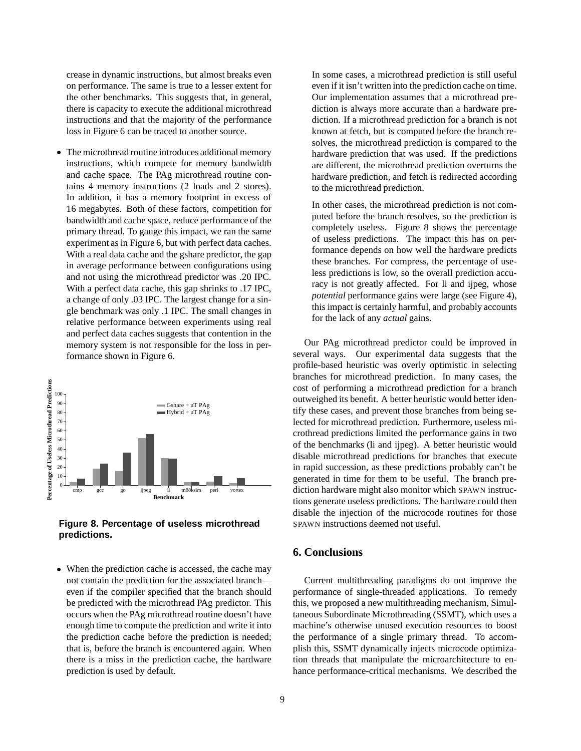crease in dynamic instructions, but almost breaks even on performance. The same is true to a lesser extent for the other benchmarks. This suggests that, in general, there is capacity to execute the additional microthread instructions and that the majority of the performance loss in Figure 6 can be traced to another source.

- The microthread routine introduces additional memory instructions, which compete for memory bandwidth and cache space. The PAg microthread routine contains 4 memory instructions (2 loads and 2 stores). In addition, it has a memory footprint in excess of 16 megabytes. Both of these factors, competition for bandwidth and cache space, reduce performance of the primary thread. To gauge this impact, we ran the same experiment as in Figure 6, but with perfect data caches. With a real data cache and the gshare predictor, the gap in average performance between configurations using and not using the microthread predictor was .20 IPC. With a perfect data cache, this gap shrinks to .17 IPC, a change of only .03 IPC. The largest change for a single benchmark was only .1 IPC. The small changes in relative performance between experiments using real and perfect data caches suggests that contention in the memory system is not responsible for the loss in performance shown in Figure 6.

Percentage of Useless Microthread Predictions

100
90
80
70
60
50
40
30
20
10
0

Gshare + uT PAg
Hybrid + uT PAg

cmp gcc go ijpeg li m88ksim perl vortex

Benchmark

**Figure 8. Percentage of useless microthread predictions.**

- When the prediction cache is accessed, the cache may not contain the prediction for the associated branch—even if the compiler specified that the branch should be predicted with the microthread PAg predictor. This occurs when the PAg microthread routine doesn't have enough time to compute the prediction and write it into the prediction cache before the prediction is needed; that is, before the branch is encountered again. When there is a miss in the prediction cache, the hardware prediction is used by default.

  In some cases, a microthread prediction is still useful even if it isn't written into the prediction cache on time. Our implementation assumes that a microthread prediction is always more accurate than a hardware prediction. If a microthread prediction for a branch is not known at fetch, but is computed before the branch resolves, the microthread prediction is compared to the hardware prediction that was used. If the predictions are different, the microthread prediction overturns the hardware prediction, and fetch is redirected according to the microthread prediction.

  In other cases, the microthread prediction is not computed before the branch resolves, so the prediction is completely useless. Figure 8 shows the percentage of useless predictions. The impact this has on performance depends on how well the hardware predicts these branches. For compress, the percentage of useless predictions is low, so the overall prediction accuracy is not greatly affected. For li and ijpeg, whose *potential* performance gains were large (see Figure 4), this impact is certainly harmful, and probably accounts for the lack of any *actual* gains.

Our PAg microthread predictor could be improved in several ways. Our experimental data suggests that the profile-based heuristic was overly optimistic in selecting branches for microthread prediction. In many cases, the cost of performing a microthread prediction for a branch outweighed its benefit. A better heuristic would better identify these cases, and prevent those branches from being selected for microthread prediction. Furthermore, useless microthread predictions limited the performance gains in two of the benchmarks (li and ijpeg). A better heuristic would disable microthread predictions for branches that execute in rapid succession, as these predictions probably can't be generated in time for them to be useful. The branch prediction hardware might also monitor which SPAWN instructions generate useless predictions. The hardware could then disable the injection of the microcode routines for those SPAWN instructions deemed not useful.

## 6. Conclusions

Current multithreading paradigms do not improve the performance of single-threaded applications. To remedy this, we proposed a new multithreading mechanism, Simultaneous Subordinate Microthreading (SSMT), which uses a machine's otherwise unused execution resources to boost the performance of a single primary thread. To accomplish this, SSMT dynamically injects microcode optimization threads that manipulate the microarchitecture to enhance performance-critical mechanisms. We described the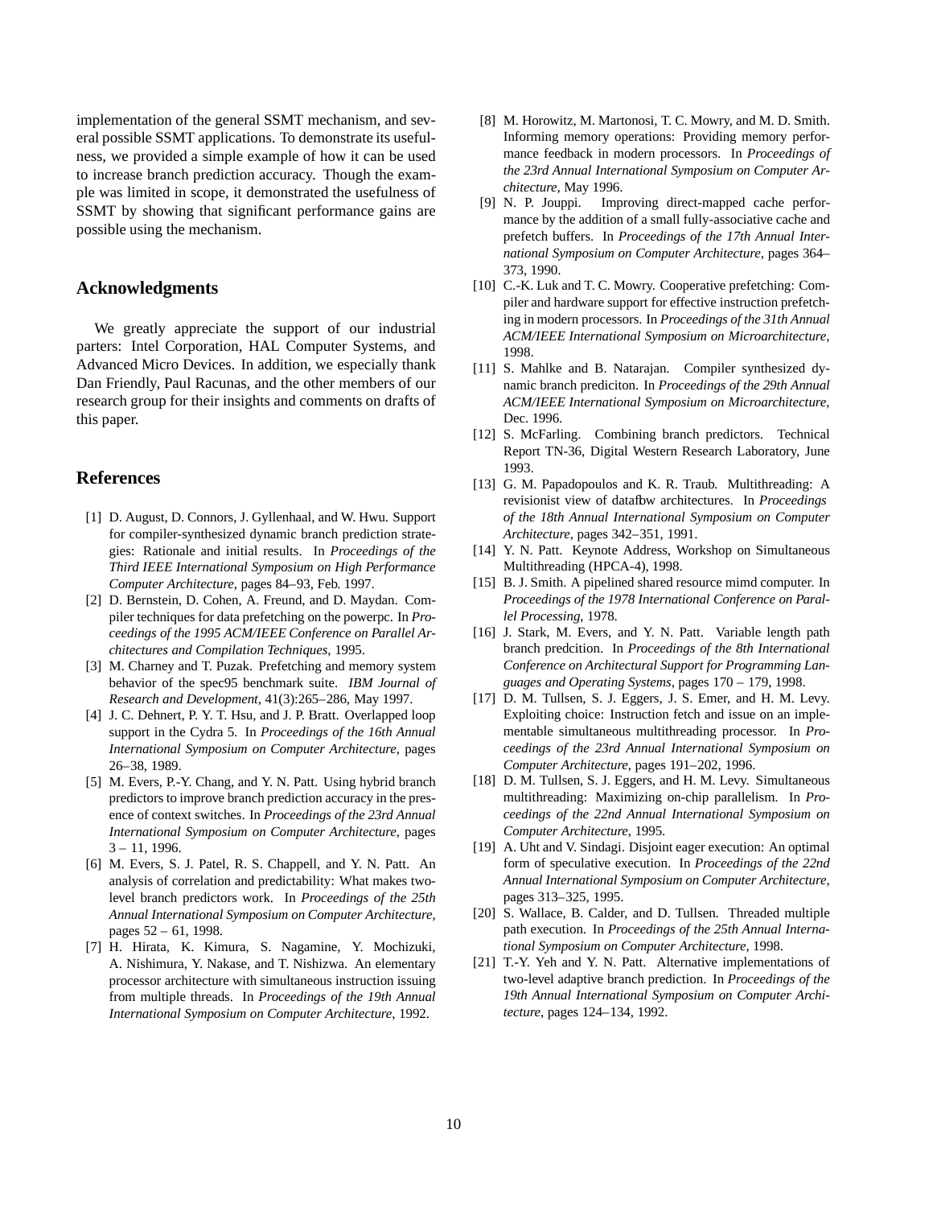implementation of the general SSMT mechanism, and several possible SSMT applications. To demonstrate its usefulness, we provided a simple example of how it can be used to increase branch prediction accuracy. Though the example was limited in scope, it demonstrated the usefulness of SSMT by showing that significant performance gains are possible using the mechanism.

## Acknowledgments

We greatly appreciate the support of our industrial parters: Intel Corporation, HAL Computer Systems, and Advanced Micro Devices. In addition, we especially thank Dan Friendly, Paul Racunas, and the other members of our research group for their insights and comments on drafts of this paper.

## References

[1] D. August, D. Connors, J. Gyllenhaal, and W. Hwu. Support for compiler-synthesized dynamic branch prediction strategies: Rationale and initial results. In *Proceedings of the Third IEEE International Symposium on High Performance Computer Architecture*, pages 84–93, Feb. 1997.

[2] D. Bernstein, D. Cohen, A. Freund, and D. Maydan. Compiler techniques for data prefetching on the powerpc. In *Proceedings of the 1995 ACM/IEEE Conference on Parallel Architectures and Compilation Techniques*, 1995.

[3] M. Charney and T. Puzak. Prefetching and memory system behavior of the spec95 benchmark suite. *IBM Journal of Research and Development*, 41(3):265–286, May 1997.

[4] J. C. Dehnert, P. Y. T. Hsu, and J. P. Bratt. Overlapped loop support in the Cydra 5. In *Proceedings of the 16th Annual International Symposium on Computer Architecture*, pages 26–38, 1989.

[5] M. Evers, P.-Y. Chang, and Y. N. Patt. Using hybrid branch predictors to improve branch prediction accuracy in the presence of context switches. In *Proceedings of the 23rd Annual International Symposium on Computer Architecture*, pages 3 – 11, 1996.

[6] M. Evers, S. J. Patel, R. S. Chappell, and Y. N. Patt. An analysis of correlation and predictability: What makes two-level branch predictors work. In *Proceedings of the 25th Annual International Symposium on Computer Architecture*, pages 52 – 61, 1998.

[7] H. Hirata, K. Kimura, S. Nagamine, Y. Mochizuki, A. Nishimura, Y. Nakase, and T. Nishizwa. An elementary processor architecture with simultaneous instruction issuing from multiple threads. In *Proceedings of the 19th Annual International Symposium on Computer Architecture*, 1992.

[8] M. Horowitz, M. Martonosi, T. C. Mowry, and M. D. Smith. Informing memory operations: Providing memory performance feedback in modern processors. In *Proceedings of the 23rd Annual International Symposium on Computer Architecture*, May 1996.

[9] N. P. Jouppi. Improving direct-mapped cache performance by the addition of a small fully-associative cache and prefetch buffers. In *Proceedings of the 17th Annual International Symposium on Computer Architecture*, pages 364–373, 1990.

[10] C.-K. Luk and T. C. Mowry. Cooperative prefetching: Compiler and hardware support for effective instruction prefetching in modern processors. In *Proceedings of the 31th Annual ACM/IEEE International Symposium on Microarchitecture*, 1998.

[11] S. Mahlke and B. Natarajan. Compiler synthesized dynamic branch prediciton. In *Proceedings of the 29th Annual ACM/IEEE International Symposium on Microarchitecture*, Dec. 1996.

[12] S. McFarling. Combining branch predictors. Technical Report TN-36, Digital Western Research Laboratory, June 1993.

[13] G. M. Papadopoulos and K. R. Traub. Multithreading: A revisionist view of dataflow architectures. In *Proceedings of the 18th Annual International Symposium on Computer Architecture*, pages 342–351, 1991.

[14] Y. N. Patt. Keynote Address, Workshop on Simultaneous Multithreading (HPCA-4), 1998.

[15] B. J. Smith. A pipelined shared resource mimd computer. In *Proceedings of the 1978 International Conference on Parallel Processing*, 1978.

[16] J. Stark, M. Evers, and Y. N. Patt. Variable length path branch predcition. In *Proceedings of the 8th International Conference on Architectural Support for Programming Languages and Operating Systems*, pages 170 – 179, 1998.

[17] D. M. Tullsen, S. J. Eggers, J. S. Emer, and H. M. Levy. Exploiting choice: Instruction fetch and issue on an implementable simultaneous multithreading processor. In *Proceedings of the 23rd Annual International Symposium on Computer Architecture*, pages 191–202, 1996.

[18] D. M. Tullsen, S. J. Eggers, and H. M. Levy. Simultaneous multithreading: Maximizing on-chip parallelism. In *Proceedings of the 22nd Annual International Symposium on Computer Architecture*, 1995.

[19] A. Uht and V. Sindagi. Disjoint eager execution: An optimal form of speculative execution. In *Proceedings of the 22nd Annual International Symposium on Computer Architecture*, pages 313–325, 1995.

[20] S. Wallace, B. Calder, and D. Tullsen. Threaded multiple path execution. In *Proceedings of the 25th Annual International Symposium on Computer Architecture*, 1998.

[21] T.-Y. Yeh and Y. N. Patt. Alternative implementations of two-level adaptive branch prediction. In *Proceedings of the 19th Annual International Symposium on Computer Architecture*, pages 124–134, 1992.